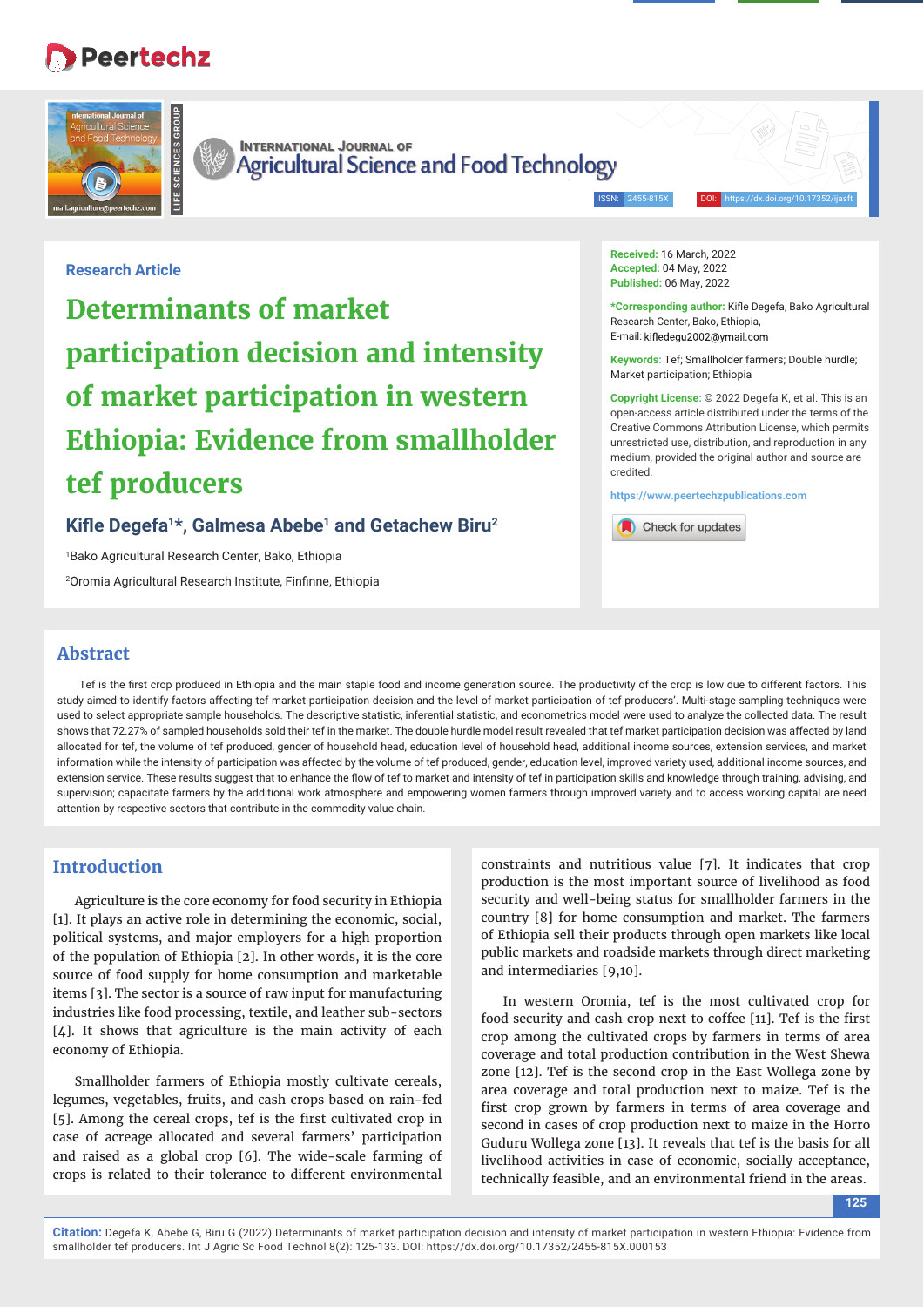Research Article

# Determinants of market participation decision and intensity of market participation in western Ethiopia: Evidence from smallholder tef producers

**Kifle Degefa[1]*, Galmesa Abebe[1] and Getachew Biru[2]**

[1]Bako Agricultural Research Center, Bako, Ethiopia

[2]Oromia Agricultural Research Institute, Finfinne, Ethiopia

**Received:** 16 March, 2022
**Accepted:** 04 May, 2022
**Published:** 06 May, 2022

***Corresponding author:** Kifle Degefa, Bako Agricultural Research Center, Bako, Ethiopia,
E-mail: kifledegu2002@ymail.com

**Keywords:** Tef; Smallholder farmers; Double hurdle; Market participation; Ethiopia

**Copyright License:** © 2022 Degefa K, et al. This is an open-access article distributed under the terms of the Creative Commons Attribution License, which permits unrestricted use, distribution, and reproduction in any medium, provided the original author and source are credited.

https://www.peertechzpublications.com

## Abstract

Tef is the first crop produced in Ethiopia and the main staple food and income generation source. The productivity of the crop is low due to different factors. This study aimed to identify factors affecting tef market participation decision and the level of market participation of tef producers'. Multi-stage sampling techniques were used to select appropriate sample households. The descriptive statistic, inferential statistic, and econometrics model were used to analyze the collected data. The result shows that 72.27% of sampled households sold their tef in the market. The double hurdle model result revealed that tef market participation decision was affected by land allocated for tef, the volume of tef produced, gender of household head, education level of household head, additional income sources, extension services, and market information while the intensity of participation was affected by the volume of tef produced, gender, education level, improved variety used, additional income sources, and extension service. These results suggest that to enhance the flow of tef to market and intensity of tef in participation skills and knowledge through training, advising, and supervision; capacitate farmers by the additional work atmosphere and empowering women farmers through improved variety and to access working capital are need attention by respective sectors that contribute in the commodity value chain.

## Introduction

Agriculture is the core economy for food security in Ethiopia [1]. It plays an active role in determining the economic, social, political systems, and major employers for a high proportion of the population of Ethiopia [2]. In other words, it is the core source of food supply for home consumption and marketable items [3]. The sector is a source of raw input for manufacturing industries like food processing, textile, and leather sub-sectors [4]. It shows that agriculture is the main activity of each economy of Ethiopia.

Smallholder farmers of Ethiopia mostly cultivate cereals, legumes, vegetables, fruits, and cash crops based on rain-fed [5]. Among the cereal crops, tef is the first cultivated crop in case of acreage allocated and several farmers' participation and raised as a global crop [6]. The wide-scale farming of crops is related to their tolerance to different environmental constraints and nutritious value [7]. It indicates that crop production is the most important source of livelihood as food security and well-being status for smallholder farmers in the country [8] for home consumption and market. The farmers of Ethiopia sell their products through open markets like local public markets and roadside markets through direct marketing and intermediaries [9,10].

In western Oromia, tef is the most cultivated crop for food security and cash crop next to coffee [11]. Tef is the first crop among the cultivated crops by farmers in terms of area coverage and total production contribution in the West Shewa zone [12]. Tef is the second crop in the East Wollega zone by area coverage and total production next to maize. Tef is the first crop grown by farmers in terms of area coverage and second in cases of crop production next to maize in the Horro Guduru Wollega zone [13]. It reveals that tef is the basis for all livelihood activities in case of economic, socially acceptance, technically feasible, and an environmental friend in the areas.

**Citation:** Degefa K, Abebe G, Biru G (2022) Determinants of market participation decision and intensity of market participation in western Ethiopia: Evidence from smallholder tef producers. Int J Agric Sc Food Technol 8(2): 125-133. DOI: https://dx.doi.org/10.17352/2455-815X.000153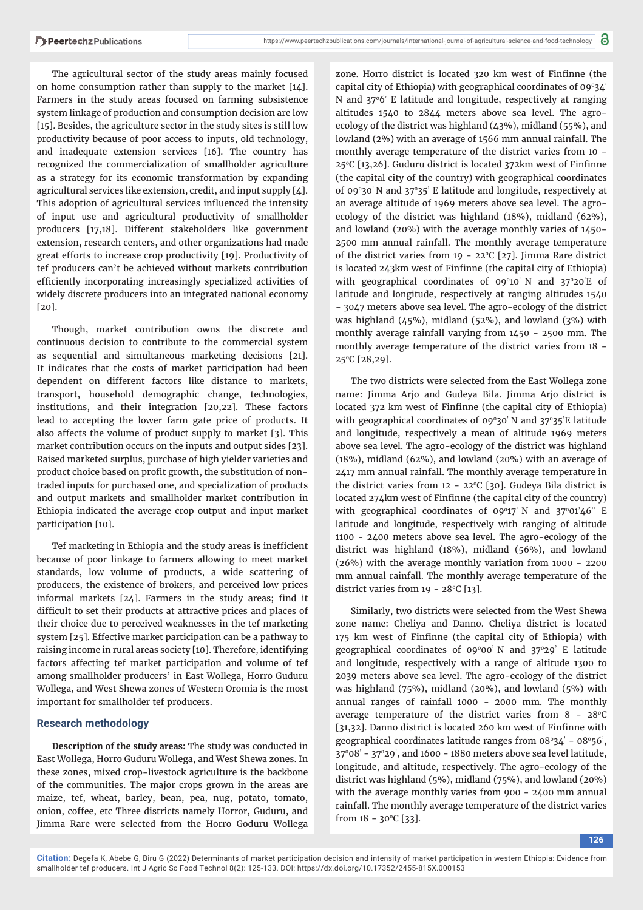The agricultural sector of the study areas mainly focused on home consumption rather than supply to the market [14]. Farmers in the study areas focused on farming subsistence system linkage of production and consumption decision are low [15]. Besides, the agriculture sector in the study sites is still low productivity because of poor access to inputs, old technology, and inadequate extension services [16]. The country has recognized the commercialization of smallholder agriculture as a strategy for its economic transformation by expanding agricultural services like extension, credit, and input supply [4]. This adoption of agricultural services influenced the intensity of input use and agricultural productivity of smallholder producers [17,18]. Different stakeholders like government extension, research centers, and other organizations had made great efforts to increase crop productivity [19]. Productivity of tef producers can't be achieved without markets contribution efficiently incorporating increasingly specialized activities of widely discrete producers into an integrated national economy [20].

Though, market contribution owns the discrete and continuous decision to contribute to the commercial system as sequential and simultaneous marketing decisions [21]. It indicates that the costs of market participation had been dependent on different factors like distance to markets, transport, household demographic change, technologies, institutions, and their integration [20,22]. These factors lead to accepting the lower farm gate price of products. It also affects the volume of product supply to market [3]. This market contribution occurs on the inputs and output sides [23]. Raised marketed surplus, purchase of high yielder varieties and product choice based on profit growth, the substitution of non-traded inputs for purchased one, and specialization of products and output markets and smallholder market contribution in Ethiopia indicated the average crop output and input market participation [10].

Tef marketing in Ethiopia and the study areas is inefficient because of poor linkage to farmers allowing to meet market standards, low volume of products, a wide scattering of producers, the existence of brokers, and perceived low prices informal markets [24]. Farmers in the study areas; find it difficult to set their products at attractive prices and places of their choice due to perceived weaknesses in the tef marketing system [25]. Effective market participation can be a pathway to raising income in rural areas society [10]. Therefore, identifying factors affecting tef market participation and volume of tef among smallholder producers' in East Wollega, Horro Guduru Wollega, and West Shewa zones of Western Oromia is the most important for smallholder tef producers.

## Research methodology

**Description of the study areas:** The study was conducted in East Wollega, Horro Guduru Wollega, and West Shewa zones. In these zones, mixed crop-livestock agriculture is the backbone of the communities. The major crops grown in the areas are maize, tef, wheat, barley, bean, pea, nug, potato, tomato, onion, coffee, etc Three districts namely Horror, Guduru, and Jimma Rare were selected from the Horro Goduru Wollega zone. Horro district is located 320 km west of Finfinne (the capital city of Ethiopia) with geographical coordinates of 09°34' N and 37°6' E latitude and longitude, respectively at ranging altitudes 1540 to 2844 meters above sea level. The agro-ecology of the district was highland (43%), midland (55%), and lowland (2%) with an average of 1566 mm annual rainfall. The monthly average temperature of the district varies from 10 - 25°C [13,26]. Guduru district is located 372km west of Finfinne (the capital city of the country) with geographical coordinates of 09°30' N and 37°35' E latitude and longitude, respectively at an average altitude of 1969 meters above sea level. The agro-ecology of the district was highland (18%), midland (62%), and lowland (20%) with the average monthly varies of 1450-2500 mm annual rainfall. The monthly average temperature of the district varies from 19 - 22°C [27]. Jimma Rare district is located 243km west of Finfinne (the capital city of Ethiopia) with geographical coordinates of 09°10' N and 37°20'E of latitude and longitude, respectively at ranging altitudes 1540 - 3047 meters above sea level. The agro-ecology of the district was highland (45%), midland (52%), and lowland (3%) with monthly average rainfall varying from 1450 - 2500 mm. The monthly average temperature of the district varies from 18 - 25°C [28,29].

The two districts were selected from the East Wollega zone name: Jimma Arjo and Gudeya Bila. Jimma Arjo district is located 372 km west of Finfinne (the capital city of Ethiopia) with geographical coordinates of 09°30' N and 37°35'E latitude and longitude, respectively a mean of altitude 1969 meters above sea level. The agro-ecology of the district was highland (18%), midland (62%), and lowland (20%) with an average of 2417 mm annual rainfall. The monthly average temperature in the district varies from 12 - 22°C [30]. Gudeya Bila district is located 274km west of Finfinne (the capital city of the country) with geographical coordinates of 09°17' N and 37°01'46'' E latitude and longitude, respectively with ranging of altitude 1100 - 2400 meters above sea level. The agro-ecology of the district was highland (18%), midland (56%), and lowland (26%) with the average monthly variation from 1000 - 2200 mm annual rainfall. The monthly average temperature of the district varies from 19 - 28°C [13].

Similarly, two districts were selected from the West Shewa zone name: Cheliya and Danno. Cheliya district is located 175 km west of Finfinne (the capital city of Ethiopia) with geographical coordinates of 09°00' N and 37°29' E latitude and longitude, respectively with a range of altitude 1300 to 2039 meters above sea level. The agro-ecology of the district was highland (75%), midland (20%), and lowland (5%) with annual ranges of rainfall 1000 - 2000 mm. The monthly average temperature of the district varies from 8 - 28°C [31,32]. Danno district is located 260 km west of Finfinne with geographical coordinates latitude ranges from 08°34' - 08°56', 37°08' - 37°29', and 1600 - 1880 meters above sea level latitude, longitude, and altitude, respectively. The agro-ecology of the district was highland (5%), midland (75%), and lowland (20%) with the average monthly varies from 900 - 2400 mm annual rainfall. The monthly average temperature of the district varies from 18 - 30°C [33].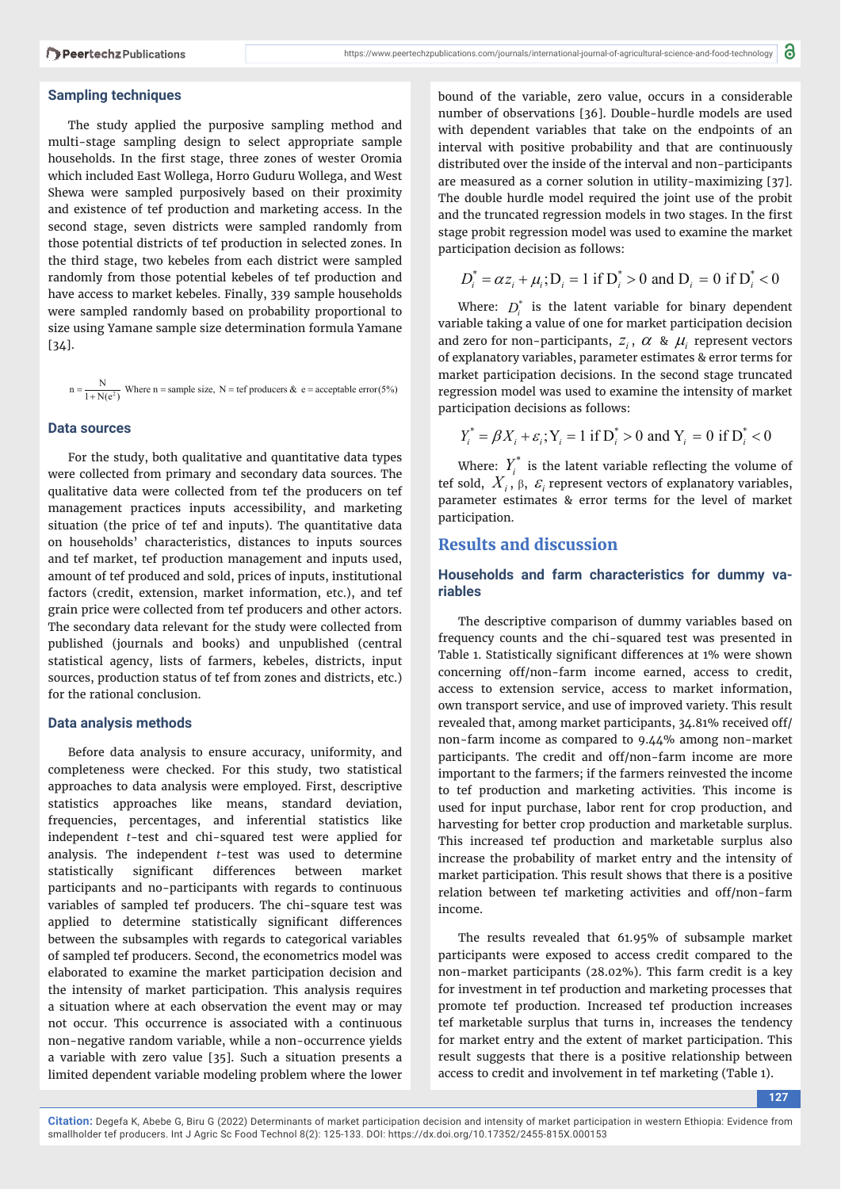### Sampling techniques

The study applied the purposive sampling method and multi-stage sampling design to select appropriate sample households. In the first stage, three zones of wester Oromia which included East Wollega, Horro Guduru Wollega, and West Shewa were sampled purposively based on their proximity and existence of tef production and marketing access. In the second stage, seven districts were sampled randomly from those potential districts of tef production in selected zones. In the third stage, two kebeles from each district were sampled randomly from those potential kebeles of tef production and have access to market kebeles. Finally, 339 sample households were sampled randomly based on probability proportional to size using Yamane sample size determination formula Yamane [34].

$$n = \frac{N}{1 + N(e^2)}$$ Where n = sample size, N = tef producers & e = acceptable error(5%)

### Data sources

For the study, both qualitative and quantitative data types were collected from primary and secondary data sources. The qualitative data were collected from tef the producers on tef management practices inputs accessibility, and marketing situation (the price of tef and inputs). The quantitative data on households' characteristics, distances to inputs sources and tef market, tef production management and inputs used, amount of tef produced and sold, prices of inputs, institutional factors (credit, extension, market information, etc.), and tef grain price were collected from tef producers and other actors. The secondary data relevant for the study were collected from published (journals and books) and unpublished (central statistical agency, lists of farmers, kebeles, districts, input sources, production status of tef from zones and districts, etc.) for the rational conclusion.

### Data analysis methods

Before data analysis to ensure accuracy, uniformity, and completeness were checked. For this study, two statistical approaches to data analysis were employed. First, descriptive statistics approaches like means, standard deviation, frequencies, percentages, and inferential statistics like independent *t*-test and chi-squared test were applied for analysis. The independent *t*-test was used to determine statistically significant differences between market participants and no-participants with regards to continuous variables of sampled tef producers. The chi-square test was applied to determine statistically significant differences between the subsamples with regards to categorical variables of sampled tef producers. Second, the econometrics model was elaborated to examine the market participation decision and the intensity of market participation. This analysis requires a situation where at each observation the event may or may not occur. This occurrence is associated with a continuous non-negative random variable, while a non-occurrence yields a variable with zero value [35]. Such a situation presents a limited dependent variable modeling problem where the lower bound of the variable, zero value, occurs in a considerable number of observations [36]. Double-hurdle models are used with dependent variables that take on the endpoints of an interval with positive probability and that are continuously distributed over the inside of the interval and non-participants are measured as a corner solution in utility-maximizing [37]. The double hurdle model required the joint use of the probit and the truncated regression models in two stages. In the first stage probit regression model was used to examine the market participation decision as follows:

$$D_i^* = \alpha z_i + \mu_i; D_i = 1 \text{ if } D_i^* > 0 \text{ and } D_i = 0 \text{ if } D_i^* < 0$$

Where: $D_i^*$ is the latent variable for binary dependent variable taking a value of one for market participation decision and zero for non-participants, $z_i$, $\alpha$ & $\mu_i$ represent vectors of explanatory variables, parameter estimates & error terms for market participation decisions. In the second stage truncated regression model was used to examine the intensity of market participation decisions as follows:

$$Y_i^* = \beta X_i + \varepsilon_i; Y_i = 1 \text{ if } D_i^* > 0 \text{ and } Y_i = 0 \text{ if } D_i^* < 0$$

Where: $Y_i^*$ is the latent variable reflecting the volume of tef sold, $X_i$, $\beta$, $\varepsilon_i$ represent vectors of explanatory variables, parameter estimates & error terms for the level of market participation.

## Results and discussion

### Households and farm characteristics for dummy variables

The descriptive comparison of dummy variables based on frequency counts and the chi-squared test was presented in Table 1. Statistically significant differences at 1% were shown concerning off/non-farm income earned, access to credit, access to extension service, access to market information, own transport service, and use of improved variety. This result revealed that, among market participants, 34.81% received off/non-farm income as compared to 9.44% among non-market participants. The credit and off/non-farm income are more important to the farmers; if the farmers reinvested the income to tef production and marketing activities. This income is used for input purchase, labor rent for crop production, and harvesting for better crop production and marketable surplus. This increased tef production and marketable surplus also increase the probability of market entry and the intensity of market participation. This result shows that there is a positive relation between tef marketing activities and off/non-farm income.

The results revealed that 61.95% of subsample market participants were exposed to access credit compared to the non-market participants (28.02%). This farm credit is a key for investment in tef production and marketing processes that promote tef production. Increased tef production increases tef marketable surplus that turns in, increases the tendency for market entry and the extent of market participation. This result suggests that there is a positive relationship between access to credit and involvement in tef marketing (Table 1).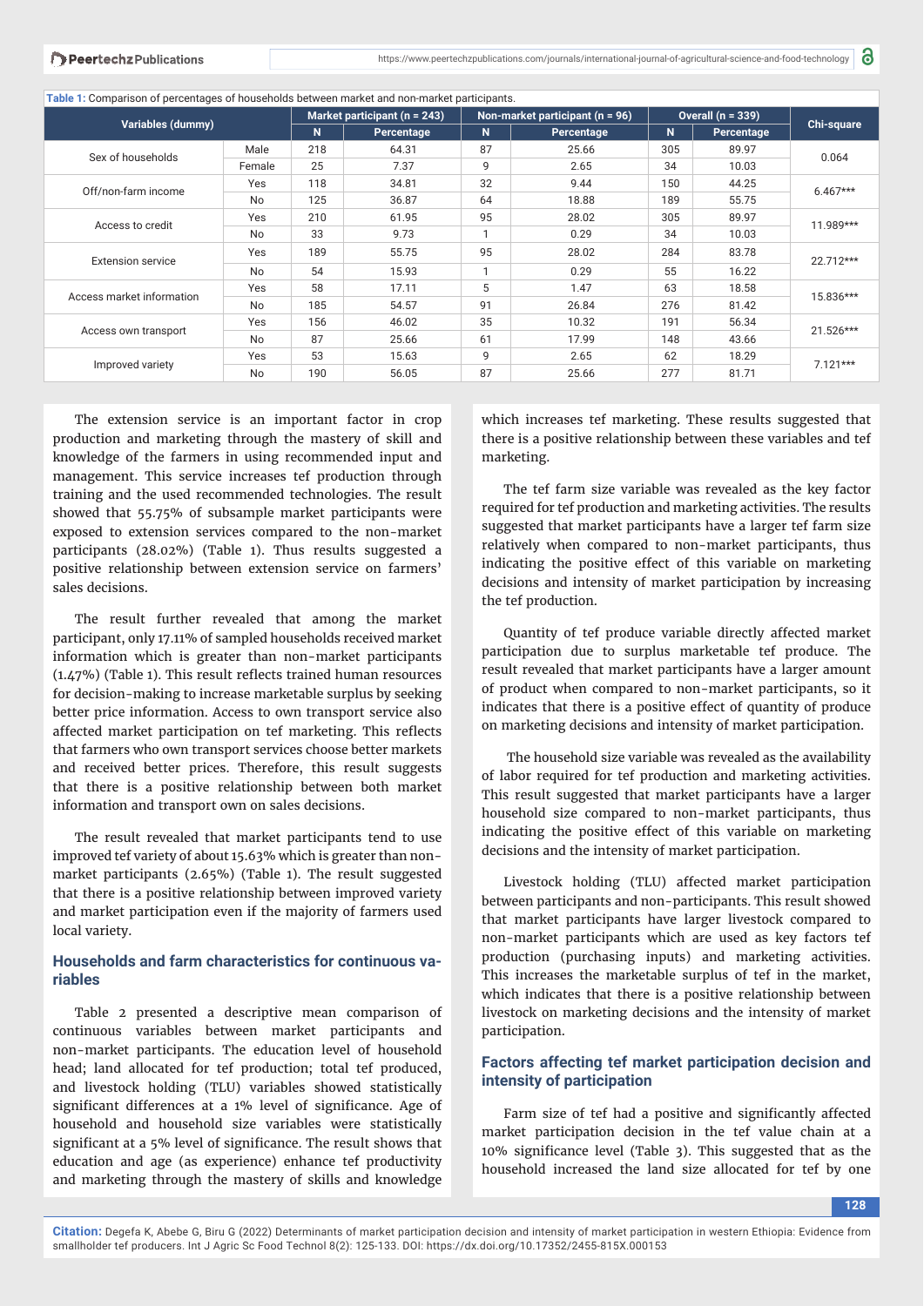**Table 1:** Comparison of percentages of households between market and non-market participants.

| Variables (dummy) | | Market participant (n = 243) | | Non-market participant (n = 96) | | Overall (n = 339) | | Chi-square |
|---|---|---|---|---|---|---|---|---|
| | | N | Percentage | N | Percentage | N | Percentage | |
| Sex of households | Male | 218 | 64.31 | 87 | 25.66 | 305 | 89.97 | 0.064 |
| | Female | 25 | 7.37 | 9 | 2.65 | 34 | 10.03 | |
| Off/non-farm income | Yes | 118 | 34.81 | 32 | 9.44 | 150 | 44.25 | 6.467*** |
| | No | 125 | 36.87 | 64 | 18.88 | 189 | 55.75 | |
| Access to credit | Yes | 210 | 61.95 | 95 | 28.02 | 305 | 89.97 | 11.989*** |
| | No | 33 | 9.73 | 1 | 0.29 | 34 | 10.03 | |
| Extension service | Yes | 189 | 55.75 | 95 | 28.02 | 284 | 83.78 | 22.712*** |
| | No | 54 | 15.93 | 1 | 0.29 | 55 | 16.22 | |
| Access market information | Yes | 58 | 17.11 | 5 | 1.47 | 63 | 18.58 | 15.836*** |
| | No | 185 | 54.57 | 91 | 26.84 | 276 | 81.42 | |
| Access own transport | Yes | 156 | 46.02 | 35 | 10.32 | 191 | 56.34 | 21.526*** |
| | No | 87 | 25.66 | 61 | 17.99 | 148 | 43.66 | |
| Improved variety | Yes | 53 | 15.63 | 9 | 2.65 | 62 | 18.29 | 7.121*** |
| | No | 190 | 56.05 | 87 | 25.66 | 277 | 81.71 | |

The extension service is an important factor in crop production and marketing through the mastery of skill and knowledge of the farmers in using recommended input and management. This service increases tef production through training and the used recommended technologies. The result showed that 55.75% of subsample market participants were exposed to extension services compared to the non-market participants (28.02%) (Table 1). Thus results suggested a positive relationship between extension service on farmers' sales decisions.

The result further revealed that among the market participant, only 17.11% of sampled households received market information which is greater than non-market participants (1.47%) (Table 1). This result reflects trained human resources for decision-making to increase marketable surplus by seeking better price information. Access to own transport service also affected market participation on tef marketing. This reflects that farmers who own transport services choose better markets and received better prices. Therefore, this result suggests that there is a positive relationship between both market information and transport own on sales decisions.

The result revealed that market participants tend to use improved tef variety of about 15.63% which is greater than non-market participants (2.65%) (Table 1). The result suggested that there is a positive relationship between improved variety and market participation even if the majority of farmers used local variety.

## Households and farm characteristics for continuous variables

Table 2 presented a descriptive mean comparison of continuous variables between market participants and non-market participants. The education level of household head; land allocated for tef production; total tef produced, and livestock holding (TLU) variables showed statistically significant differences at a 1% level of significance. Age of household and household size variables were statistically significant at a 5% level of significance. The result shows that education and age (as experience) enhance tef productivity and marketing through the mastery of skills and knowledge which increases tef marketing. These results suggested that there is a positive relationship between these variables and tef marketing.

The tef farm size variable was revealed as the key factor required for tef production and marketing activities. The results suggested that market participants have a larger tef farm size relatively when compared to non-market participants, thus indicating the positive effect of this variable on marketing decisions and intensity of market participation by increasing the tef production.

Quantity of tef produce variable directly affected market participation due to surplus marketable tef produce. The result revealed that market participants have a larger amount of product when compared to non-market participants, so it indicates that there is a positive effect of quantity of produce on marketing decisions and intensity of market participation.

The household size variable was revealed as the availability of labor required for tef production and marketing activities. This result suggested that market participants have a larger household size compared to non-market participants, thus indicating the positive effect of this variable on marketing decisions and the intensity of market participation.

Livestock holding (TLU) affected market participation between participants and non-participants. This result showed that market participants have larger livestock compared to non-market participants which are used as key factors tef production (purchasing inputs) and marketing activities. This increases the marketable surplus of tef in the market, which indicates that there is a positive relationship between livestock on marketing decisions and the intensity of market participation.

## Factors affecting tef market participation decision and intensity of participation

Farm size of tef had a positive and significantly affected market participation decision in the tef value chain at a 10% significance level (Table 3). This suggested that as the household increased the land size allocated for tef by one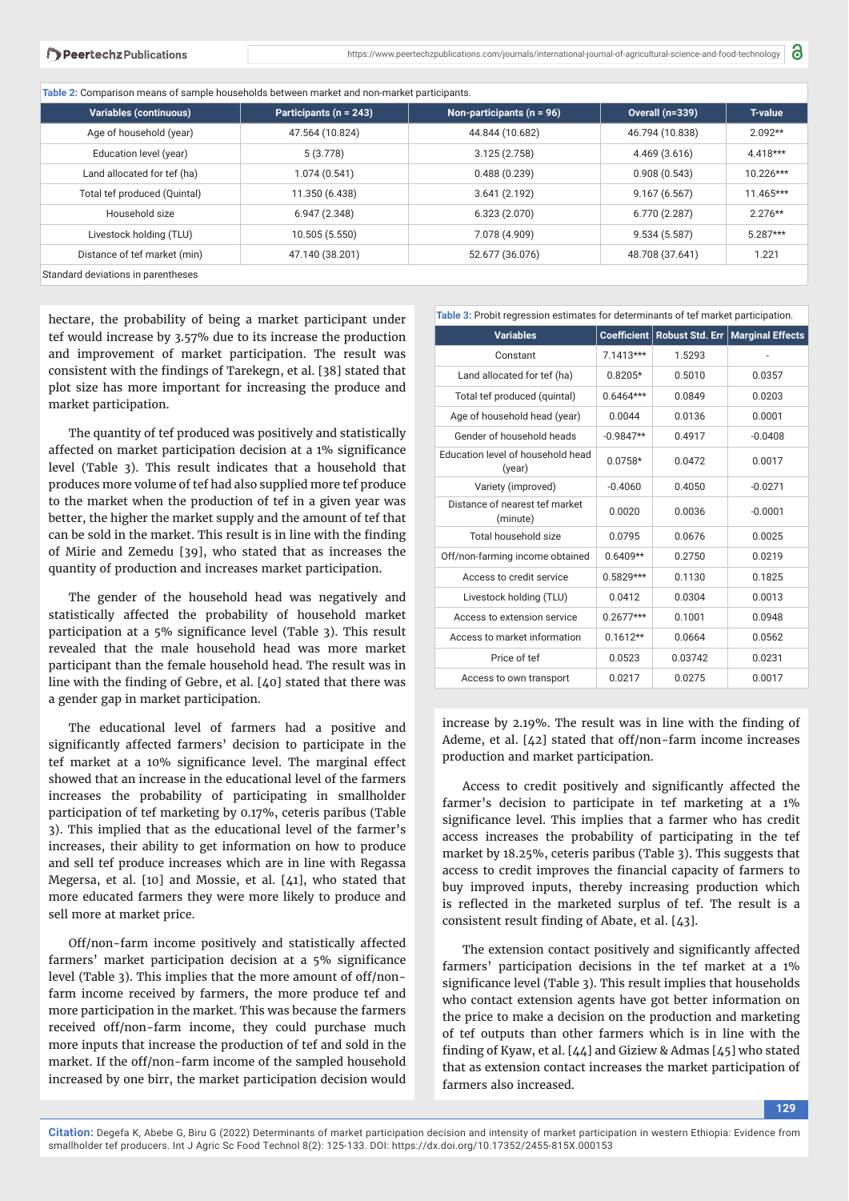Table 2: Comparison means of sample households between market and non-market participants.

| Variables (continuous) | Participants (n = 243) | Non-participants (n = 96) | Overall (n=339) | T-value |
|---|---|---|---|---|
| Age of household (year) | 47.564 (10.824) | 44.844 (10.682) | 46.794 (10.838) | 2.092** |
| Education level (year) | 5 (3.778) | 3.125 (2.758) | 4.469 (3.616) | 4.418*** |
| Land allocated for tef (ha) | 1.074 (0.541) | 0.488 (0.239) | 0.908 (0.543) | 10.226*** |
| Total tef produced (Quintal) | 11.350 (6.438) | 3.641 (2.192) | 9.167 (6.567) | 11.465*** |
| Household size | 6.947 (2.348) | 6.323 (2.070) | 6.770 (2.287) | 2.276** |
| Livestock holding (TLU) | 10.505 (5.550) | 7.078 (4.909) | 9.534 (5.587) | 5.287*** |
| Distance of tef market (min) | 47.140 (38.201) | 52.677 (36.076) | 48.708 (37.641) | 1.221 |

Standard deviations in parentheses

hectare, the probability of being a market participant under tef would increase by 3.57% due to its increase the production and improvement of market participation. The result was consistent with the findings of Tarekegn, et al. [38] stated that plot size has more important for increasing the produce and market participation.

The quantity of tef produced was positively and statistically affected on market participation decision at a 1% significance level (Table 3). This result indicates that a household that produces more volume of tef had also supplied more tef produce to the market when the production of tef in a given year was better, the higher the market supply and the amount of tef that can be sold in the market. This result is in line with the finding of Mirie and Zemedu [39], who stated that as increases the quantity of production and increases market participation.

The gender of the household head was negatively and statistically affected the probability of household market participation at a 5% significance level (Table 3). This result revealed that the male household head was more market participant than the female household head. The result was in line with the finding of Gebre, et al. [40] stated that there was a gender gap in market participation.

The educational level of farmers had a positive and significantly affected farmers' decision to participate in the tef market at a 10% significance level. The marginal effect showed that an increase in the educational level of the farmers increases the probability of participating in smallholder participation of tef marketing by 0.17%, ceteris paribus (Table 3). This implied that as the educational level of the farmer's increases, their ability to get information on how to produce and sell tef produce increases which are in line with Regassa Megersa, et al. [10] and Mossie, et al. [41], who stated that more educated farmers they were more likely to produce and sell more at market price.

Off/non-farm income positively and statistically affected farmers' market participation decision at a 5% significance level (Table 3). This implies that the more amount of off/non-farm income received by farmers, the more produce tef and more participation in the market. This was because the farmers received off/non-farm income, they could purchase much more inputs that increase the production of tef and sold in the market. If the off/non-farm income of the sampled household increased by one birr, the market participation decision would

Table 3: Probit regression estimates for determinants of tef market participation.

| Variables | Coefficient | Robust Std. Err | Marginal Effects |
|---|---|---|---|
| Constant | 7.1413*** | 1.5293 | - |
| Land allocated for tef (ha) | 0.8205* | 0.5010 | 0.0357 |
| Total tef produced (quintal) | 0.6464*** | 0.0849 | 0.0203 |
| Age of household head (year) | 0.0044 | 0.0136 | 0.0001 |
| Gender of household heads | -0.9847** | 0.4917 | -0.0408 |
| Education level of household head (year) | 0.0758* | 0.0472 | 0.0017 |
| Variety (improved) | -0.4060 | 0.4050 | -0.0271 |
| Distance of nearest tef market (minute) | 0.0020 | 0.0036 | -0.0001 |
| Total household size | 0.0795 | 0.0676 | 0.0025 |
| Off/non-farming income obtained | 0.6409** | 0.2750 | 0.0219 |
| Access to credit service | 0.5829*** | 0.1130 | 0.1825 |
| Livestock holding (TLU) | 0.0412 | 0.0304 | 0.0013 |
| Access to extension service | 0.2677*** | 0.1001 | 0.0948 |
| Access to market information | 0.1612** | 0.0664 | 0.0562 |
| Price of tef | 0.0523 | 0.03742 | 0.0231 |
| Access to own transport | 0.0217 | 0.0275 | 0.0017 |

increase by 2.19%. The result was in line with the finding of Ademe, et al. [42] stated that off/non-farm income increases production and market participation.

Access to credit positively and significantly affected the farmer's decision to participate in tef marketing at a 1% significance level. This implies that a farmer who has credit access increases the probability of participating in the tef market by 18.25%, ceteris paribus (Table 3). This suggests that access to credit improves the financial capacity of farmers to buy improved inputs, thereby increasing production which is reflected in the marketed surplus of tef. The result is a consistent result finding of Abate, et al. [43].

The extension contact positively and significantly affected farmers' participation decisions in the tef market at a 1% significance level (Table 3). This result implies that households who contact extension agents have got better information on the price to make a decision on the production and marketing of tef outputs than other farmers which is in line with the finding of Kyaw, et al. [44] and Giziew & Admas [45] who stated that as extension contact increases the market participation of farmers also increased.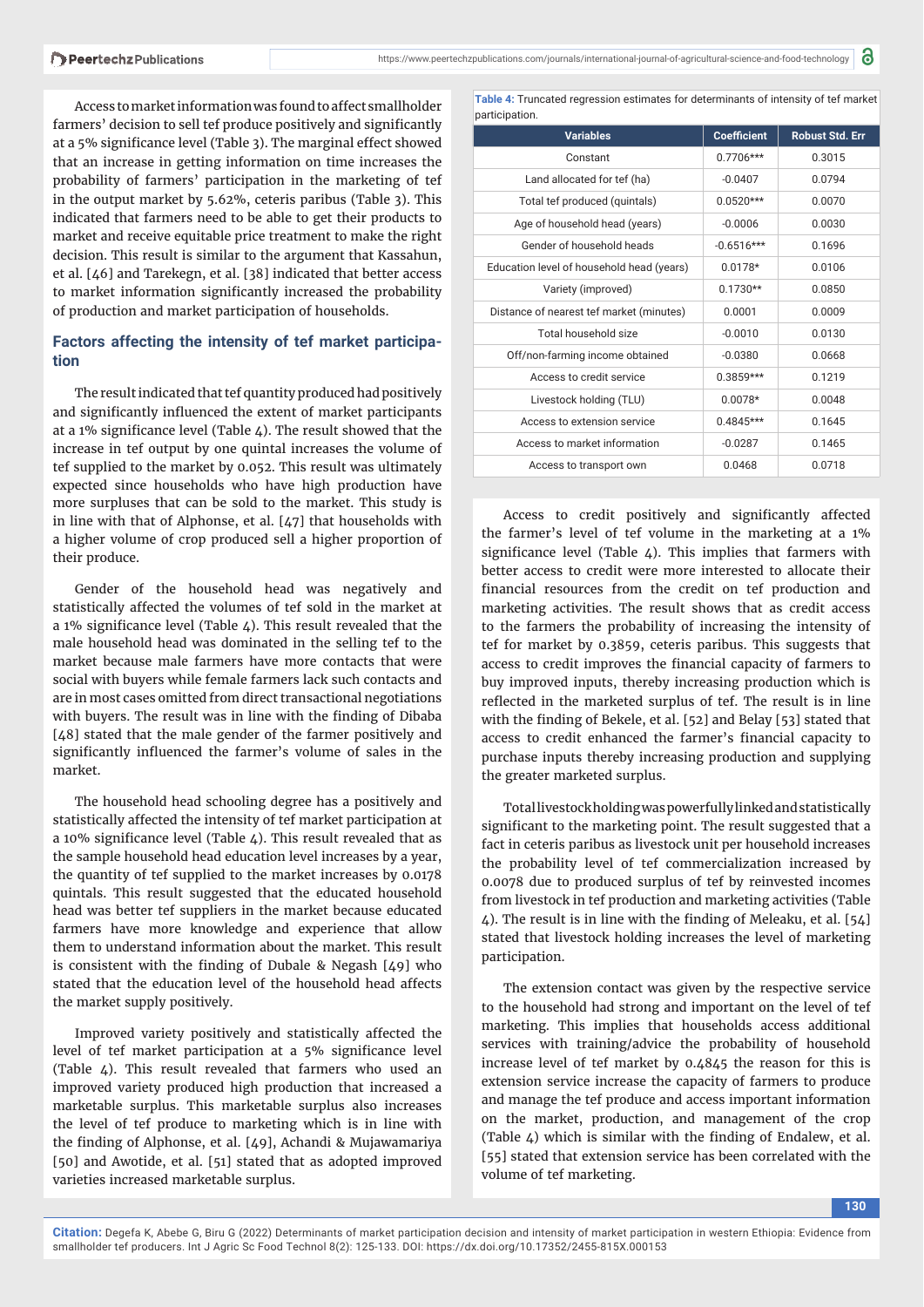Access to market information was found to affect smallholder farmers' decision to sell tef produce positively and significantly at a 5% significance level (Table 3). The marginal effect showed that an increase in getting information on time increases the probability of farmers' participation in the marketing of tef in the output market by 5.62%, ceteris paribus (Table 3). This indicated that farmers need to be able to get their products to market and receive equitable price treatment to make the right decision. This result is similar to the argument that Kassahun, et al. [46] and Tarekegn, et al. [38] indicated that better access to market information significantly increased the probability of production and market participation of households.

## Factors affecting the intensity of tef market participation

The result indicated that tef quantity produced had positively and significantly influenced the extent of market participants at a 1% significance level (Table 4). The result showed that the increase in tef output by one quintal increases the volume of tef supplied to the market by 0.052. This result was ultimately expected since households who have high production have more surpluses that can be sold to the market. This study is in line with that of Alphonse, et al. [47] that households with a higher volume of crop produced sell a higher proportion of their produce.

Gender of the household head was negatively and statistically affected the volumes of tef sold in the market at a 1% significance level (Table 4). This result revealed that the male household head was dominated in the selling tef to the market because male farmers have more contacts that were social with buyers while female farmers lack such contacts and are in most cases omitted from direct transactional negotiations with buyers. The result was in line with the finding of Dibaba [48] stated that the male gender of the farmer positively and significantly influenced the farmer's volume of sales in the market.

The household head schooling degree has a positively and statistically affected the intensity of tef market participation at a 10% significance level (Table 4). This result revealed that as the sample household head education level increases by a year, the quantity of tef supplied to the market increases by 0.0178 quintals. This result suggested that the educated household head was better tef suppliers in the market because educated farmers have more knowledge and experience that allow them to understand information about the market. This result is consistent with the finding of Dubale & Negash [49] who stated that the education level of the household head affects the market supply positively.

Improved variety positively and statistically affected the level of tef market participation at a 5% significance level (Table 4). This result revealed that farmers who used an improved variety produced high production that increased a marketable surplus. This marketable surplus also increases the level of tef produce to marketing which is in line with the finding of Alphonse, et al. [49], Achandi & Mujawamariya [50] and Awotide, et al. [51] stated that as adopted improved varieties increased marketable surplus.

**Table 4:** Truncated regression estimates for determinants of intensity of tef market participation.

| Variables | Coefficient | Robust Std. Err |
|---|---|---|
| Constant | 0.7706*** | 0.3015 |
| Land allocated for tef (ha) | -0.0407 | 0.0794 |
| Total tef produced (quintals) | 0.0520*** | 0.0070 |
| Age of household head (years) | -0.0006 | 0.0030 |
| Gender of household heads | -0.6516*** | 0.1696 |
| Education level of household head (years) | 0.0178* | 0.0106 |
| Variety (improved) | 0.1730** | 0.0850 |
| Distance of nearest tef market (minutes) | 0.0001 | 0.0009 |
| Total household size | -0.0010 | 0.0130 |
| Off/non-farming income obtained | -0.0380 | 0.0668 |
| Access to credit service | 0.3859*** | 0.1219 |
| Livestock holding (TLU) | 0.0078* | 0.0048 |
| Access to extension service | 0.4845*** | 0.1645 |
| Access to market information | -0.0287 | 0.1465 |
| Access to transport own | 0.0468 | 0.0718 |

Access to credit positively and significantly affected the farmer's level of tef volume in the marketing at a 1% significance level (Table 4). This implies that farmers with better access to credit were more interested to allocate their financial resources from the credit on tef production and marketing activities. The result shows that as credit access to the farmers the probability of increasing the intensity of tef for market by 0.3859, ceteris paribus. This suggests that access to credit improves the financial capacity of farmers to buy improved inputs, thereby increasing production which is reflected in the marketed surplus of tef. The result is in line with the finding of Bekele, et al. [52] and Belay [53] stated that access to credit enhanced the farmer's financial capacity to purchase inputs thereby increasing production and supplying the greater marketed surplus.

Total livestock holding was powerfully linked and statistically significant to the marketing point. The result suggested that a fact in ceteris paribus as livestock unit per household increases the probability level of tef commercialization increased by 0.0078 due to produced surplus of tef by reinvested incomes from livestock in tef production and marketing activities (Table 4). The result is in line with the finding of Meleaku, et al. [54] stated that livestock holding increases the level of marketing participation.

The extension contact was given by the respective service to the household had strong and important on the level of tef marketing. This implies that households access additional services with training/advice the probability of household increase level of tef market by 0.4845 the reason for this is extension service increase the capacity of farmers to produce and manage the tef produce and access important information on the market, production, and management of the crop (Table 4) which is similar with the finding of Endalew, et al. [55] stated that extension service has been correlated with the volume of tef marketing.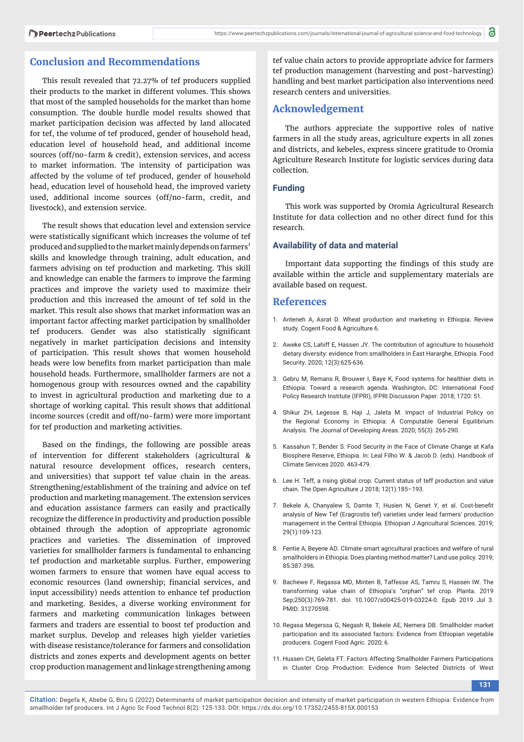## Conclusion and Recommendations

This result revealed that 72.27% of tef producers supplied their products to the market in different volumes. This shows that most of the sampled households for the market than home consumption. The double hurdle model results showed that market participation decision was affected by land allocated for tef, the volume of tef produced, gender of household head, education level of household head, and additional income sources (off/no-farm & credit), extension services, and access to market information. The intensity of participation was affected by the volume of tef produced, gender of household head, education level of household head, the improved variety used, additional income sources (off/no-farm, credit, and livestock), and extension service.

The result shows that education level and extension service were statistically significant which increases the volume of tef produced and supplied to the market mainly depends on farmers' skills and knowledge through training, adult education, and farmers advising on tef production and marketing. This skill and knowledge can enable the farmers to improve the farming practices and improve the variety used to maximize their production and this increased the amount of tef sold in the market. This result also shows that market information was an important factor affecting market participation by smallholder tef producers. Gender was also statistically significant negatively in market participation decisions and intensity of participation. This result shows that women household heads were low benefits from market participation than male household heads. Furthermore, smallholder farmers are not a homogenous group with resources owned and the capability to invest in agricultural production and marketing due to a shortage of working capital. This result shows that additional income sources (credit and off/no-farm) were more important for tef production and marketing activities.

Based on the findings, the following are possible areas of intervention for different stakeholders (agricultural & natural resource development offices, research centers, and universities) that support tef value chain in the areas. Strengthening/establishment of the training and advice on tef production and marketing management. The extension services and education assistance farmers can easily and practically recognize the difference in productivity and production possible obtained through the adoption of appropriate agronomic practices and varieties. The dissemination of improved varieties for smallholder farmers is fundamental to enhancing tef production and marketable surplus. Further, empowering women farmers to ensure that women have equal access to economic resources (land ownership; financial services, and input accessibility) needs attention to enhance tef production and marketing. Besides, a diverse working environment for farmers and marketing communication linkages between farmers and traders are essential to boost tef production and market surplus. Develop and releases high yielder varieties with disease resistance/tolerance for farmers and consolidation districts and zones experts and development agents on better crop production management and linkage strengthening among tef value chain actors to provide appropriate advice for farmers tef production management (harvesting and post-harvesting) handling and best market participation also interventions need research centers and universities.

## Acknowledgement

The authors appreciate the supportive roles of native farmers in all the study areas, agriculture experts in all zones and districts, and kebeles, express sincere gratitude to Oromia Agriculture Research Institute for logistic services during data collection.

### Funding

This work was supported by Oromia Agricultural Research Institute for data collection and no other direct fund for this research.

### Availability of data and material

Important data supporting the findings of this study are available within the article and supplementary materials are available based on request.

## References

1. Anteneh A, Asrat D. Wheat production and marketing in Ethiopia: Review study. Cogent Food & Agriculture 6.
2. Aweke CS, Lahiff E, Hassen JY. The contribution of agriculture to household dietary diversity: evidence from smallholders in East Hararghe, Ethiopia. Food Security. 2020; 12(3):625-636.
3. Gebru M, Remans R, Brouwer I, Baye K, Food systems for healthier diets in Ethiopia: Toward a research agenda. Washington, DC: International Food Policy Research Institute (IFPRI), IFPRI Discussion Paper. 2018; 1720: 51.
4. Shikur ZH, Legesse B, Haji J, Jaleta M. Impact of Industrial Policy on the Regional Economy in Ethiopia: A Computable General Equilibrium Analysis. The Journal of Developing Areas. 2020; 55(3): 265-290.
5. Kassahun T, Bender S. Food Security in the Face of Climate Change at Kafa Biosphere Reserve, Ethiopia. In: Leal Filho W. & Jacob D. (eds). Handbook of Climate Services 2020. 463-479.
6. Lee H. Teff, a rising global crop: Current status of teff production and value chain. The Open Agriculture J 2018; 12(1):185–193.
7. Bekele A, Chanyalew S, Damte T, Husien N, Genet Y, et al. Cost-benefit analysis of New Tef (Eragrostis tef) varieties under lead farmers' production management in the Central Ethiopia. Ethiopian J Agricultural Sciences. 2019; 29(1):109-123.
8. Fentie A, Beyene AD. Climate-smart agricultural practices and welfare of rural smallholders in Ethiopia: Does planting method matter? Land use policy. 2019; 85:387-396.
9. Bachewe F, Regassa MD, Minten B, Taffesse AS, Tamru S, Hassen IW. The transforming value chain of Ethiopia's "orphan" tef crop. Planta. 2019 Sep;250(3):769-781. doi: 10.1007/s00425-019-03224-0. Epub 2019 Jul 3. PMID: 31270598.
10. Regasa Megerssa G, Negash R, Bekele AE, Nemera DB. Smallholder market participation and its associated factors: Evidence from Ethiopian vegetable producers. Cogent Food Agric. 2020; 6.
11. Hussen CH, Geleta FT. Factors Affecting Smallholder Farmers Participations in Cluster Crop Production: Evidence from Selected Districts of West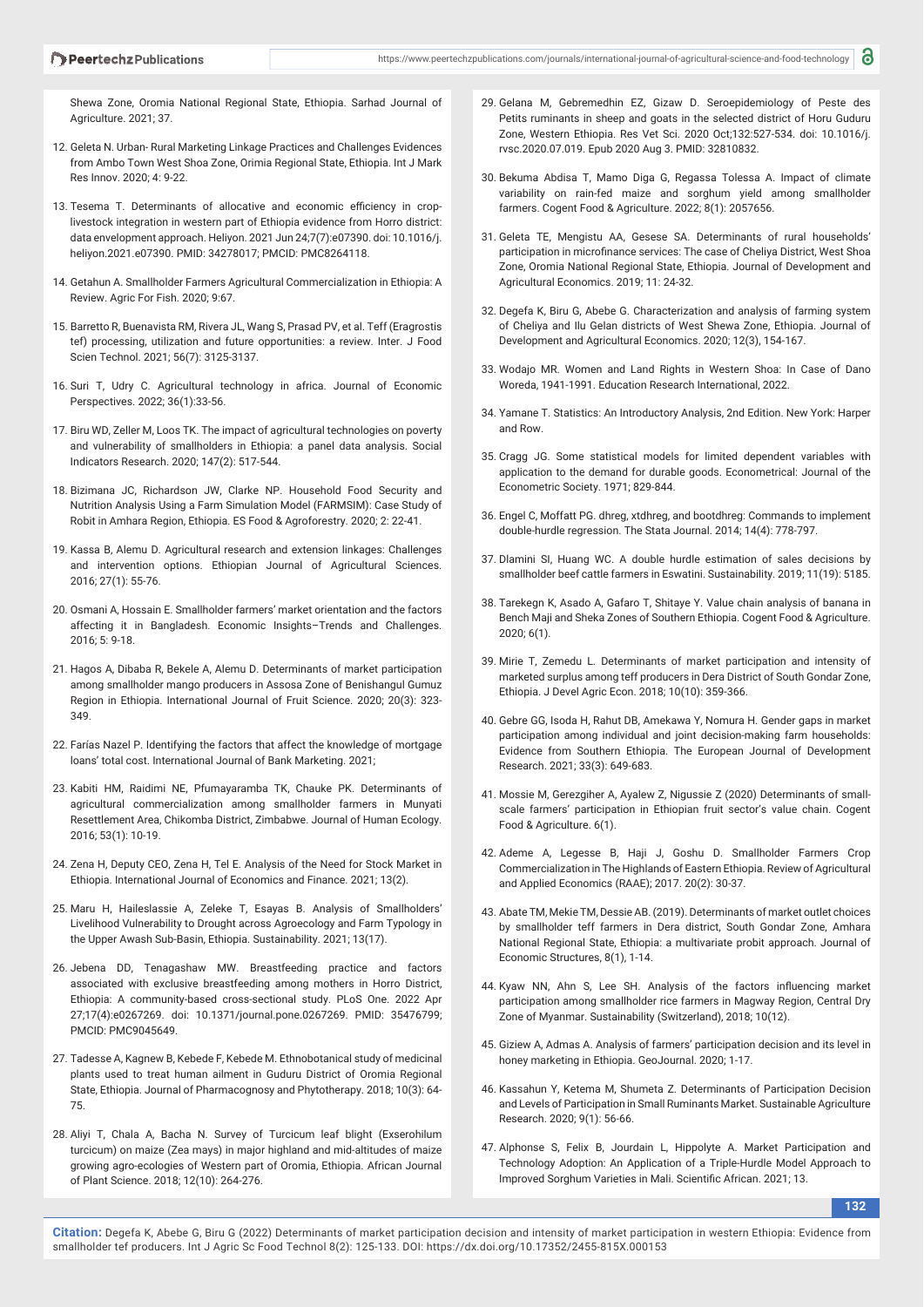Shewa Zone, Oromia National Regional State, Ethiopia. Sarhad Journal of Agriculture. 2021; 37.

12. Geleta N. Urban- Rural Marketing Linkage Practices and Challenges Evidences from Ambo Town West Shoa Zone, Orimia Regional State, Ethiopia. Int J Mark Res Innov. 2020; 4: 9-22.

13. Tesema T. Determinants of allocative and economic efficiency in crop-livestock integration in western part of Ethiopia evidence from Horro district: data envelopment approach. Heliyon. 2021 Jun 24;7(7):e07390. doi: 10.1016/j.heliyon.2021.e07390. PMID: 34278017; PMCID: PMC8264118.

14. Getahun A. Smallholder Farmers Agricultural Commercialization in Ethiopia: A Review. Agric For Fish. 2020; 9:67.

15. Barretto R, Buenavista RM, Rivera JL, Wang S, Prasad PV, et al. Teff (Eragrostis tef) processing, utilization and future opportunities: a review. Inter. J Food Scien Technol. 2021; 56(7): 3125-3137.

16. Suri T, Udry C. Agricultural technology in africa. Journal of Economic Perspectives. 2022; 36(1):33-56.

17. Biru WD, Zeller M, Loos TK. The impact of agricultural technologies on poverty and vulnerability of smallholders in Ethiopia: a panel data analysis. Social Indicators Research. 2020; 147(2): 517-544.

18. Bizimana JC, Richardson JW, Clarke NP. Household Food Security and Nutrition Analysis Using a Farm Simulation Model (FARMSIM): Case Study of Robit in Amhara Region, Ethiopia. ES Food & Agroforestry. 2020; 2: 22-41.

19. Kassa B, Alemu D. Agricultural research and extension linkages: Challenges and intervention options. Ethiopian Journal of Agricultural Sciences. 2016; 27(1): 55-76.

20. Osmani A, Hossain E. Smallholder farmers' market orientation and the factors affecting it in Bangladesh. Economic Insights–Trends and Challenges. 2016; 5: 9-18.

21. Hagos A, Dibaba R, Bekele A, Alemu D. Determinants of market participation among smallholder mango producers in Assosa Zone of Benishangul Gumuz Region in Ethiopia. International Journal of Fruit Science. 2020; 20(3): 323-349.

22. Farías Nazel P. Identifying the factors that affect the knowledge of mortgage loans' total cost. International Journal of Bank Marketing. 2021;

23. Kabiti HM, Raidimi NE, Pfumayaramba TK, Chauke PK. Determinants of agricultural commercialization among smallholder farmers in Munyati Resettlement Area, Chikomba District, Zimbabwe. Journal of Human Ecology. 2016; 53(1): 10-19.

24. Zena H, Deputy CEO, Zena H, Tel E. Analysis of the Need for Stock Market in Ethiopia. International Journal of Economics and Finance. 2021; 13(2).

25. Maru H, Haileslassie A, Zeleke T, Esayas B. Analysis of Smallholders' Livelihood Vulnerability to Drought across Agroecology and Farm Typology in the Upper Awash Sub-Basin, Ethiopia. Sustainability. 2021; 13(17).

26. Jebena DD, Tenagashaw MW. Breastfeeding practice and factors associated with exclusive breastfeeding among mothers in Horro District, Ethiopia: A community-based cross-sectional study. PLoS One. 2022 Apr 27;17(4):e0267269. doi: 10.1371/journal.pone.0267269. PMID: 35476799; PMCID: PMC9045649.

27. Tadesse A, Kagnew B, Kebede F, Kebede M. Ethnobotanical study of medicinal plants used to treat human ailment in Guduru District of Oromia Regional State, Ethiopia. Journal of Pharmacognosy and Phytotherapy. 2018; 10(3): 64-75.

28. Aliyi T, Chala A, Bacha N. Survey of Turcicum leaf blight (Exserohilum turcicum) on maize (Zea mays) in major highland and mid-altitudes of maize growing agro-ecologies of Western part of Oromia, Ethiopia. African Journal of Plant Science. 2018; 12(10): 264-276.

29. Gelana M, Gebremedhin EZ, Gizaw D. Seroepidemiology of Peste des Petits ruminants in sheep and goats in the selected district of Horu Guduru Zone, Western Ethiopia. Res Vet Sci. 2020 Oct;132:527-534. doi: 10.1016/j.rvsc.2020.07.019. Epub 2020 Aug 3. PMID: 32810832.

30. Bekuma Abdisa T, Mamo Diga G, Regassa Tolessa A. Impact of climate variability on rain-fed maize and sorghum yield among smallholder farmers. Cogent Food & Agriculture. 2022; 8(1): 2057656.

31. Geleta TE, Mengistu AA, Gesese SA. Determinants of rural households' participation in microfinance services: The case of Cheliya District, West Shoa Zone, Oromia National Regional State, Ethiopia. Journal of Development and Agricultural Economics. 2019; 11: 24-32.

32. Degefa K, Biru G, Abebe G. Characterization and analysis of farming system of Cheliya and Ilu Gelan districts of West Shewa Zone, Ethiopia. Journal of Development and Agricultural Economics. 2020; 12(3), 154-167.

33. Wodajo MR. Women and Land Rights in Western Shoa: In Case of Dano Woreda, 1941-1991. Education Research International, 2022.

34. Yamane T. Statistics: An Introductory Analysis, 2nd Edition. New York: Harper and Row.

35. Cragg JG. Some statistical models for limited dependent variables with application to the demand for durable goods. Econometrical: Journal of the Econometric Society. 1971; 829-844.

36. Engel C, Moffatt PG. dhreg, xtdhreg, and bootdhreg: Commands to implement double-hurdle regression. The Stata Journal. 2014; 14(4): 778-797.

37. Dlamini SI, Huang WC. A double hurdle estimation of sales decisions by smallholder beef cattle farmers in Eswatini. Sustainability. 2019; 11(19): 5185.

38. Tarekegn K, Asado A, Gafaro T, Shitaye Y. Value chain analysis of banana in Bench Maji and Sheka Zones of Southern Ethiopia. Cogent Food & Agriculture. 2020; 6(1).

39. Mirie T, Zemedu L. Determinants of market participation and intensity of marketed surplus among teff producers in Dera District of South Gondar Zone, Ethiopia. J Devel Agric Econ. 2018; 10(10): 359-366.

40. Gebre GG, Isoda H, Rahut DB, Amekawa Y, Nomura H. Gender gaps in market participation among individual and joint decision-making farm households: Evidence from Southern Ethiopia. The European Journal of Development Research. 2021; 33(3): 649-683.

41. Mossie M, Gerezgiher A, Ayalew Z, Nigussie Z (2020) Determinants of small-scale farmers' participation in Ethiopian fruit sector's value chain. Cogent Food & Agriculture. 6(1).

42. Ademe A, Legesse B, Haji J, Goshu D. Smallholder Farmers Crop Commercialization in The Highlands of Eastern Ethiopia. Review of Agricultural and Applied Economics (RAAE); 2017. 20(2): 30-37.

43. Abate TM, Mekie TM, Dessie AB. (2019). Determinants of market outlet choices by smallholder teff farmers in Dera district, South Gondar Zone, Amhara National Regional State, Ethiopia: a multivariate probit approach. Journal of Economic Structures, 8(1), 1-14.

44. Kyaw NN, Ahn S, Lee SH. Analysis of the factors influencing market participation among smallholder rice farmers in Magway Region, Central Dry Zone of Myanmar. Sustainability (Switzerland), 2018; 10(12).

45. Giziew A, Admas A. Analysis of farmers' participation decision and its level in honey marketing in Ethiopia. GeoJournal. 2020; 1-17.

46. Kassahun Y, Ketema M, Shumeta Z. Determinants of Participation Decision and Levels of Participation in Small Ruminants Market. Sustainable Agriculture Research. 2020; 9(1): 56-66.

47. Alphonse S, Felix B, Jourdain L, Hypolyte A. Market Participation and Technology Adoption: An Application of a Triple-Hurdle Model Approach to Improved Sorghum Varieties in Mali. Scientific African. 2021; 13.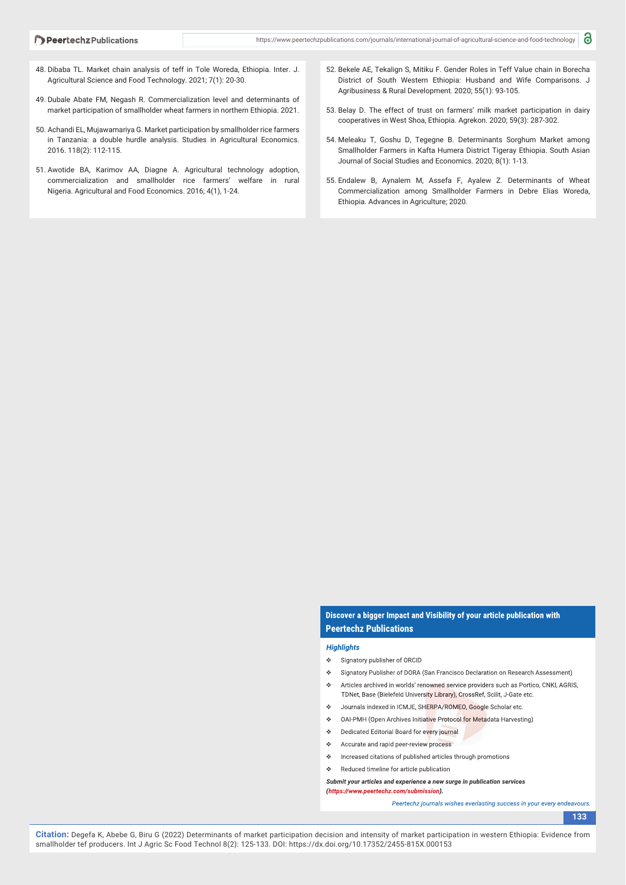48. Dibaba TL. Market chain analysis of teff in Tole Woreda, Ethiopia. Inter. J. Agricultural Science and Food Technology. 2021; 7(1): 20-30.

49. Dubale Abate FM, Negash R. Commercialization level and determinants of market participation of smallholder wheat farmers in northern Ethiopia. 2021.

50. Achandi EL, Mujawamariya G. Market participation by smallholder rice farmers in Tanzania: a double hurdle analysis. Studies in Agricultural Economics. 2016. 118(2): 112-115.

51. Awotide BA, Karimov AA, Diagne A. Agricultural technology adoption, commercialization and smallholder rice farmers' welfare in rural Nigeria. Agricultural and Food Economics. 2016; 4(1), 1-24.

52. Bekele AE, Tekalign S, Mitiku F. Gender Roles in Teff Value chain in Borecha District of South Western Ethiopia: Husband and Wife Comparisons. J Agribusiness & Rural Development. 2020; 55(1): 93-105.

53. Belay D. The effect of trust on farmers' milk market participation in dairy cooperatives in West Shoa, Ethiopia. Agrekon. 2020; 59(3): 287-302.

54. Meleaku T, Goshu D, Tegegne B. Determinants Sorghum Market among Smallholder Farmers in Kafta Humera District Tigeray Ethiopia. South Asian Journal of Social Studies and Economics. 2020; 8(1): 1-13.

55. Endalew B, Aynalem M, Assefa F, Ayalew Z. Determinants of Wheat Commercialization among Smallholder Farmers in Debre Elias Woreda, Ethiopia. Advances in Agriculture; 2020.

**Discover a bigger Impact and Visibility of your article publication with Peertechz Publications**

***Highlights***

- Signatory publisher of ORCID
- Signatory Publisher of DORA (San Francisco Declaration on Research Assessment)
- Articles archived in worlds' renowned service providers such as Portico, CNKI, AGRIS, TDNet, Base (Bielefeld University Library), CrossRef, Scilit, J-Gate etc.
- Journals indexed in ICMJE, SHERPA/ROMEO, Google Scholar etc.
- OAI-PMH (Open Archives Initiative Protocol for Metadata Harvesting)
- Dedicated Editorial Board for every journal
- Accurate and rapid peer-review process
- Increased citations of published articles through promotions
- Reduced timeline for article publication

***Submit your articles and experience a new surge in publication services (https://www.peertechz.com/submission).***

*Peertechz journals wishes everlasting success in your every endeavours.*

**Citation:** Degefa K, Abebe G, Biru G (2022) Determinants of market participation decision and intensity of market participation in western Ethiopia: Evidence from smallholder tef producers. Int J Agric Sc Food Technol 8(2): 125-133. DOI: https://dx.doi.org/10.17352/2455-815X.000153